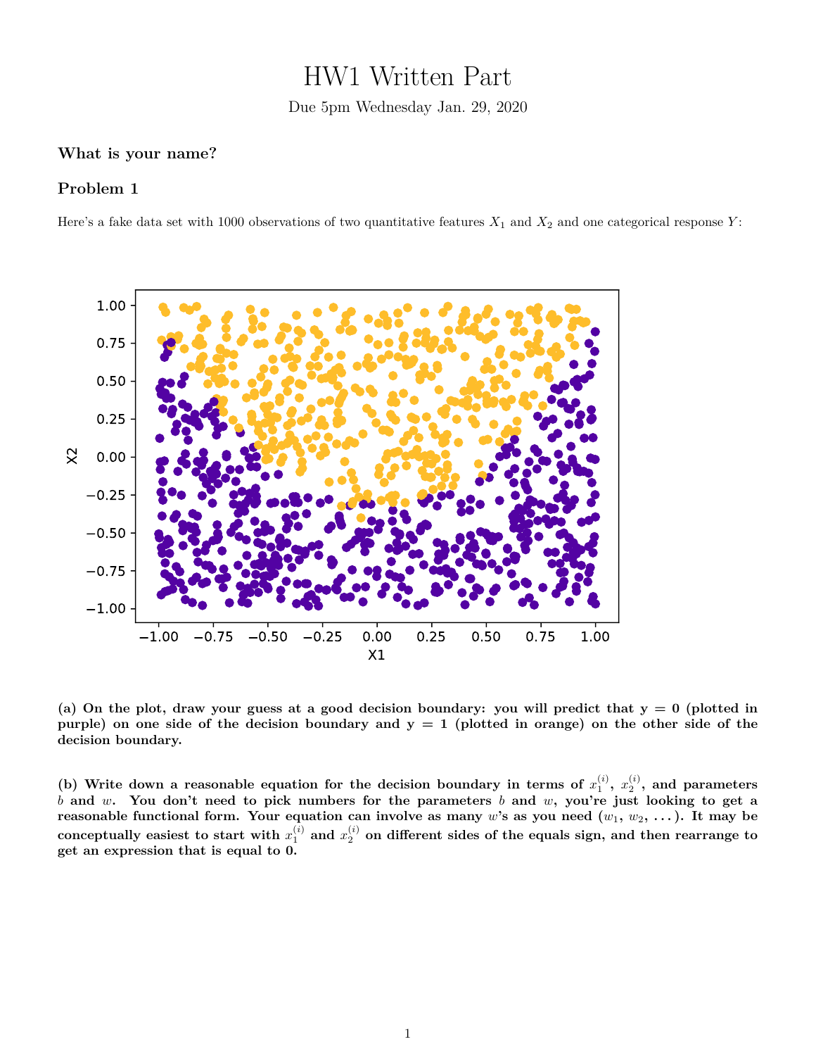# HW1 Written Part

Due 5pm Wednesday Jan. 29, 2020

**What is your name?**

## Problem 1

Here's a fake data set with 1000 observations of two quantitative features $X_1$ and $X_2$ and one categorical response $Y$:

**(a) On the plot, draw your guess at a good decision boundary: you will predict that y = 0 (plotted in purple) on one side of the decision boundary and y = 1 (plotted in orange) on the other side of the decision boundary.**

**(b) Write down a reasonable equation for the decision boundary in terms of $x_1^{(i)}$, $x_2^{(i)}$, and parameters $b$ and $w$. You don't need to pick numbers for the parameters $b$ and $w$, you're just looking to get a reasonable functional form. Your equation can involve as many $w$'s as you need ($w_1$, $w_2$, $\dots$). It may be conceptually easiest to start with $x_1^{(i)}$ and $x_2^{(i)}$ on different sides of the equals sign, and then rearrange to get an expression that is equal to 0.**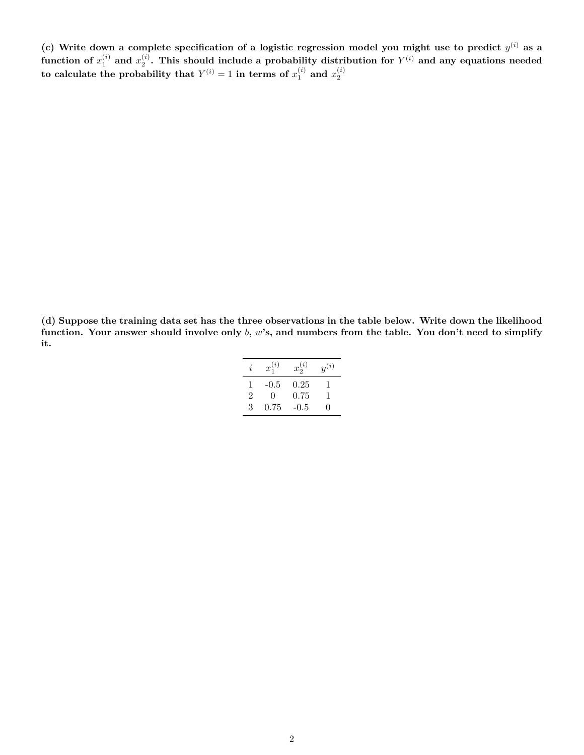**(c) Write down a complete specification of a logistic regression model you might use to predict $y^{(i)}$ as a function of $x_1^{(i)}$ and $x_2^{(i)}$. This should include a probability distribution for $Y^{(i)}$ and any equations needed to calculate the probability that $Y^{(i)} = 1$ in terms of $x_1^{(i)}$ and $x_2^{(i)}$**

**(d) Suppose the training data set has the three observations in the table below. Write down the likelihood function. Your answer should involve only $b$, $w$'s, and numbers from the table. You don't need to simplify it.**

| $i$ | $x_1^{(i)}$ | $x_2^{(i)}$ | $y^{(i)}$ |
|---|---|---|---|
| 1 | -0.5 | 0.25 | 1 |
| 2 | 0 | 0.75 | 1 |
| 3 | 0.75 | -0.5 | 0 |